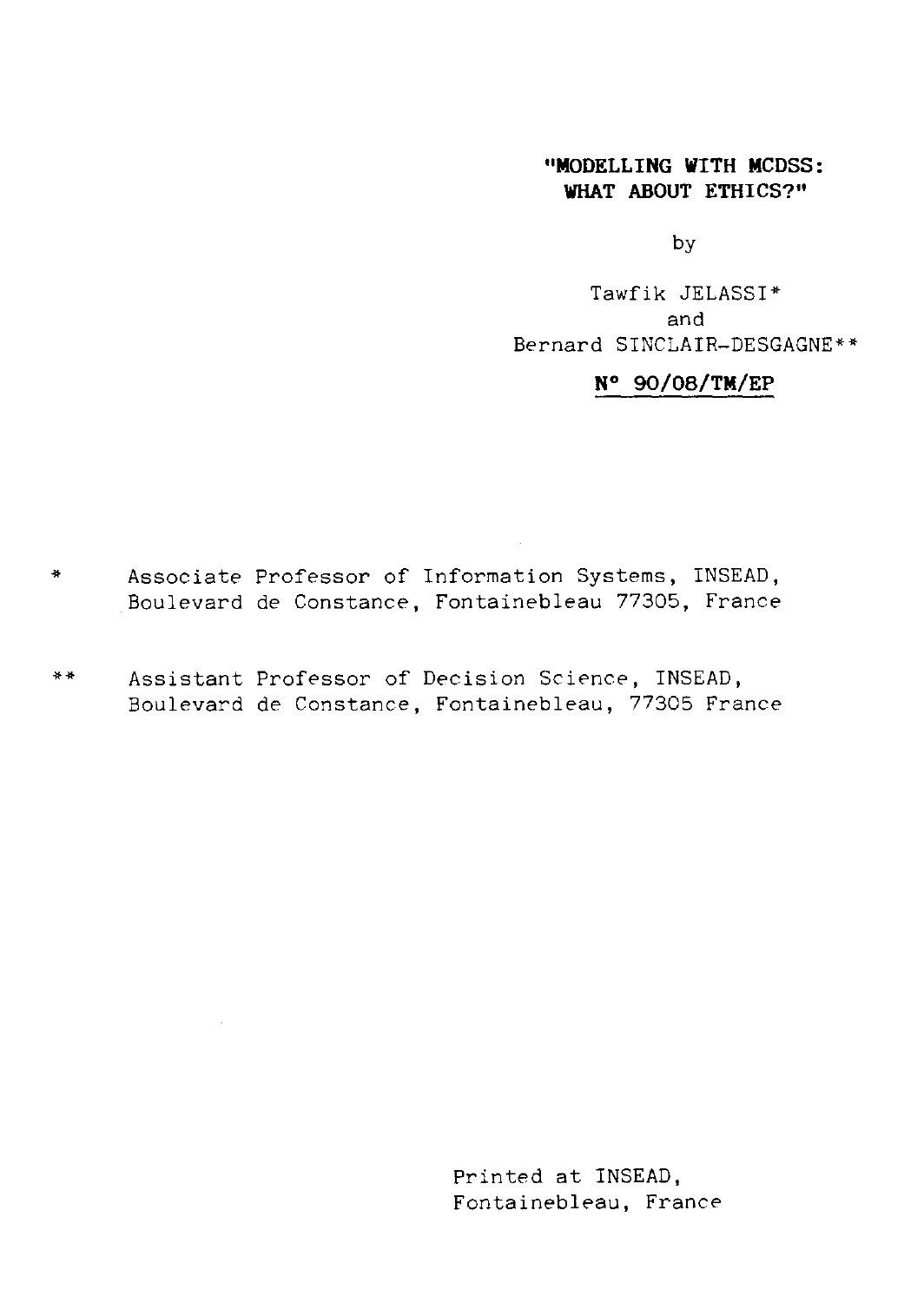# "MODELLING WITH MCDSS: WHAT ABOUT ETHICS?"

by

Tawfik JELASSI*
and
Bernard SINCLAIR-DESGAGNE**

**N° 90/08/TM/EP**

\* Associate Professor of Information Systems, INSEAD, Boulevard de Constance, Fontainebleau 77305, France

\*\* Assistant Professor of Decision Science, INSEAD, Boulevard de Constance, Fontainebleau, 77305 France

Printed at INSEAD,
Fontainebleau, France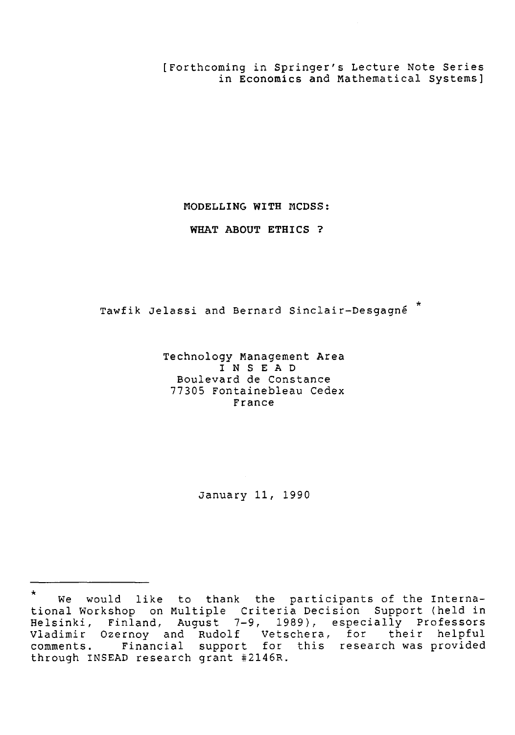[Forthcoming in Springer's Lecture Note Series in Economics and Mathematical Systems]

# MODELLING WITH MCDSS:

# WHAT ABOUT ETHICS ?

Tawfik Jelassi and Bernard Sinclair-Desgagné *

Technology Management Area
INSEAD
Boulevard de Constance
77305 Fontainebleau Cedex
France

January 11, 1990

---

* We would like to thank the participants of the International Workshop on Multiple Criteria Decision Support (held in Helsinki, Finland, August 7-9, 1989), especially Professors Vladimir Ozernoy and Rudolf Vetschera, for their helpful comments. Financial support for this research was provided through INSEAD research grant #2146R.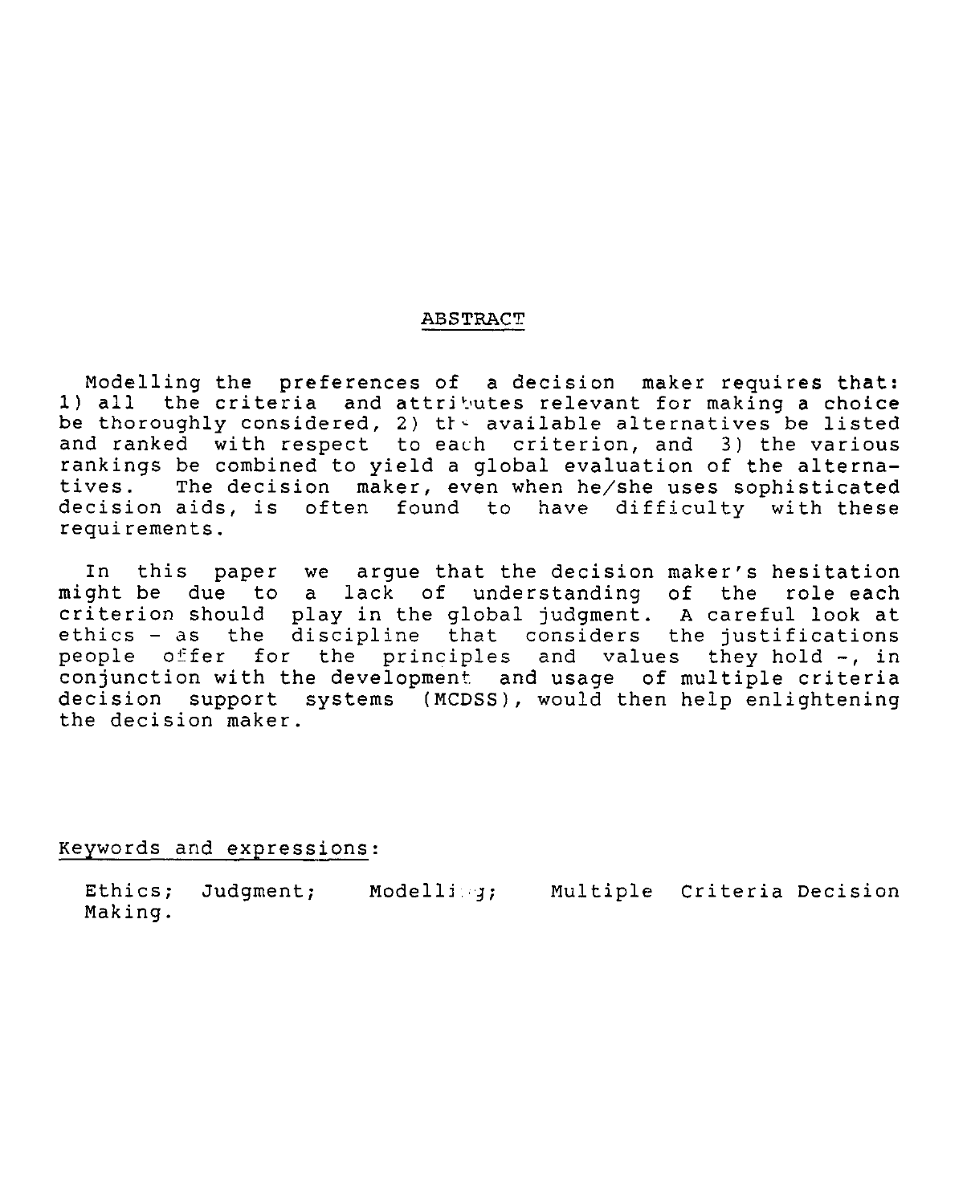## ABSTRACT

Modelling the preferences of a decision maker requires that: 1) all the criteria and attributes relevant for making a choice be thoroughly considered, 2) the available alternatives be listed and ranked with respect to each criterion, and 3) the various rankings be combined to yield a global evaluation of the alternatives. The decision maker, even when he/she uses sophisticated decision aids, is often found to have difficulty with these requirements.

In this paper we argue that the decision maker's hesitation might be due to a lack of understanding of the role each criterion should play in the global judgment. A careful look at ethics - as the discipline that considers the justifications people offer for the principles and values they hold -, in conjunction with the development and usage of multiple criteria decision support systems (MCDSS), would then help enlightening the decision maker.

Keywords and expressions:

Ethics; Judgment; Modelling; Multiple Criteria Decision Making.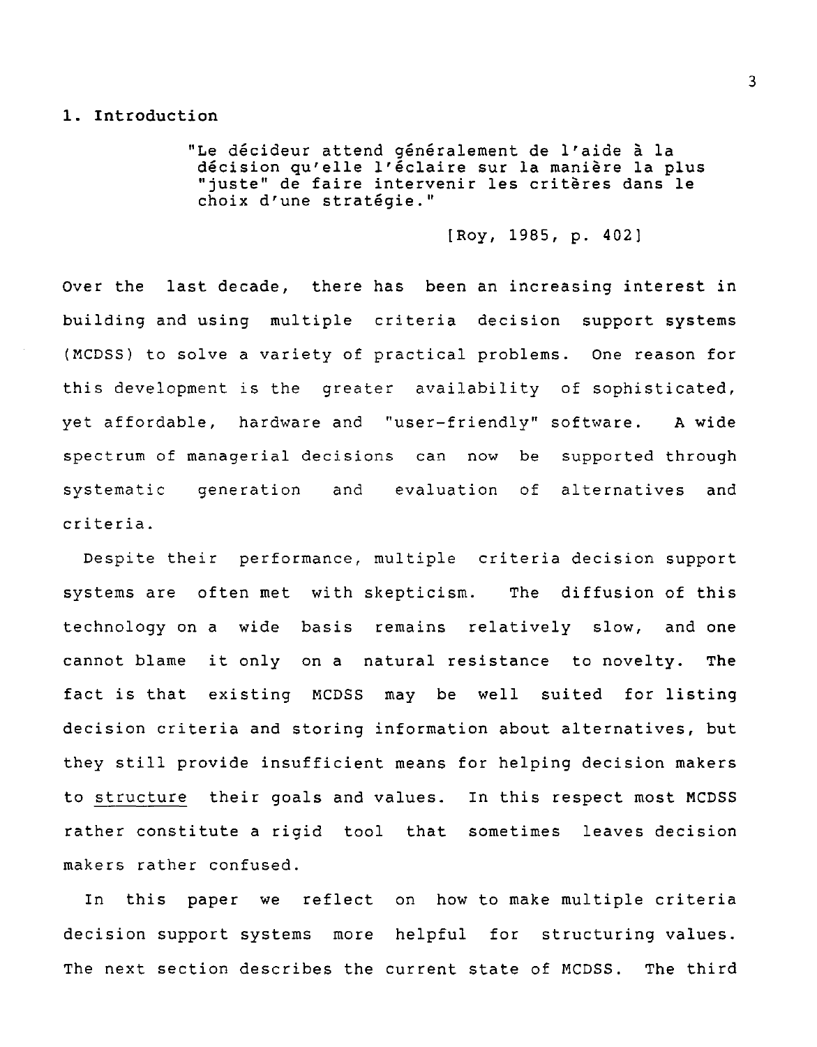## 1. Introduction

> "Le décideur attend généralement de l'aide à la décision qu'elle l'éclaire sur la manière la plus "juste" de faire intervenir les critères dans le choix d'une stratégie."
>
> [Roy, 1985, p. 402]

Over the last decade, there has been an increasing interest in building and using multiple criteria decision support systems (MCDSS) to solve a variety of practical problems. One reason for this development is the greater availability of sophisticated, yet affordable, hardware and "user-friendly" software. A wide spectrum of managerial decisions can now be supported through systematic generation and evaluation of alternatives and criteria.

Despite their performance, multiple criteria decision support systems are often met with skepticism. The diffusion of this technology on a wide basis remains relatively slow, and one cannot blame it only on a natural resistance to novelty. The fact is that existing MCDSS may be well suited for listing decision criteria and storing information about alternatives, but they still provide insufficient means for helping decision makers to structure their goals and values. In this respect most MCDSS rather constitute a rigid tool that sometimes leaves decision makers rather confused.

In this paper we reflect on how to make multiple criteria decision support systems more helpful for structuring values. The next section describes the current state of MCDSS. The third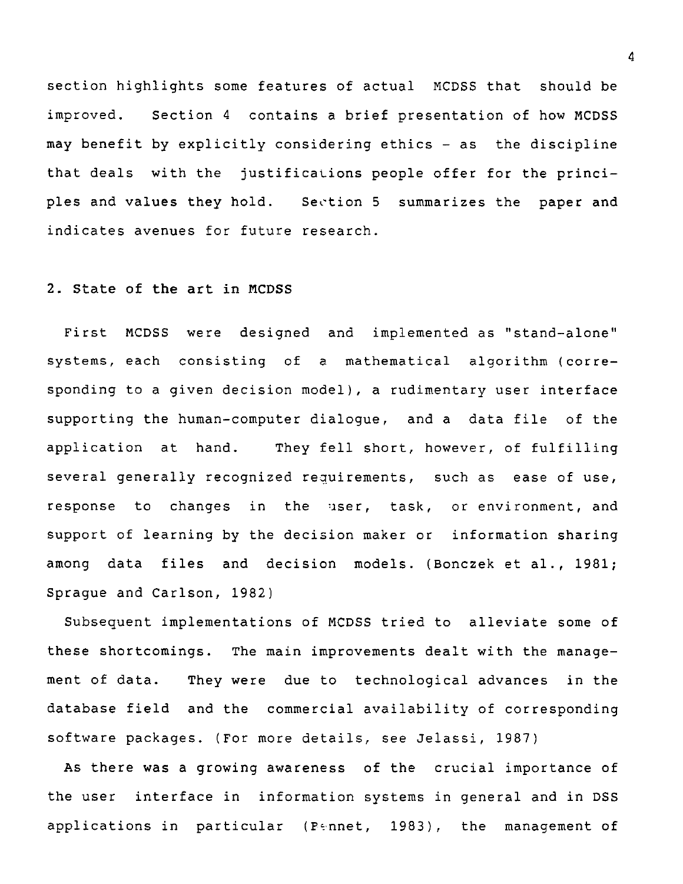section highlights some features of actual MCDSS that should be improved. Section 4 contains a brief presentation of how MCDSS may benefit by explicitly considering ethics - as the discipline that deals with the justifications people offer for the principles and values they hold. Section 5 summarizes the paper and indicates avenues for future research.

## 2. State of the art in MCDSS

First MCDSS were designed and implemented as "stand-alone" systems, each consisting of a mathematical algorithm (corresponding to a given decision model), a rudimentary user interface supporting the human-computer dialogue, and a data file of the application at hand. They fell short, however, of fulfilling several generally recognized requirements, such as ease of use, response to changes in the user, task, or environment, and support of learning by the decision maker or information sharing among data files and decision models. (Bonczek et al., 1981; Sprague and Carlson, 1982)

Subsequent implementations of MCDSS tried to alleviate some of these shortcomings. The main improvements dealt with the management of data. They were due to technological advances in the database field and the commercial availability of corresponding software packages. (For more details, see Jelassi, 1987)

As there was a growing awareness of the crucial importance of the user interface in information systems in general and in DSS applications in particular (Bennet, 1983), the management of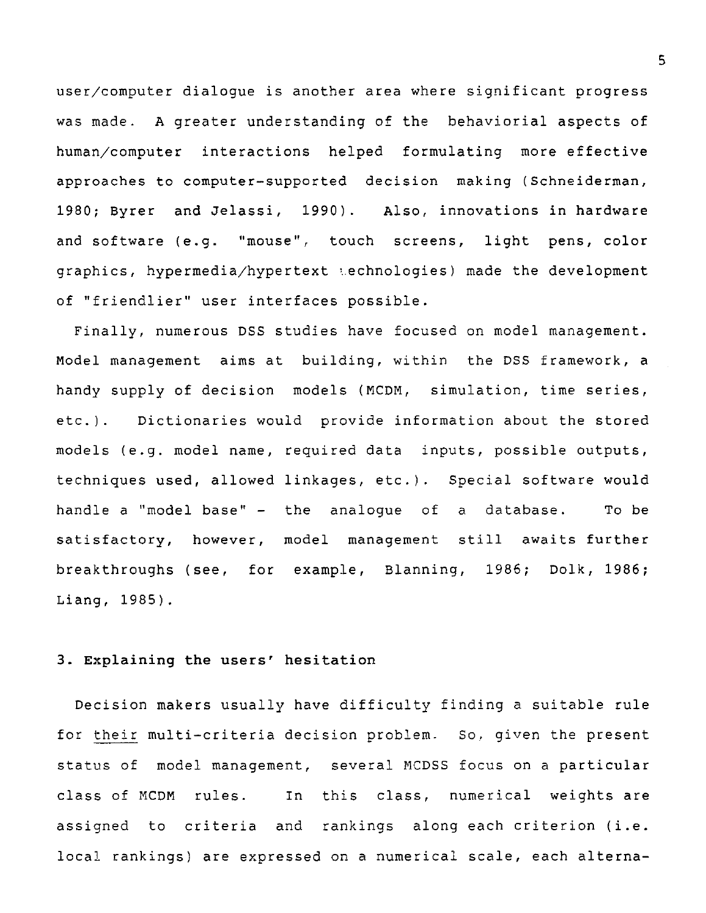user/computer dialogue is another area where significant progress was made. A greater understanding of the behaviorial aspects of human/computer interactions helped formulating more effective approaches to computer-supported decision making (Schneiderman, 1980; Byrer and Jelassi, 1990). Also, innovations in hardware and software (e.g. "mouse", touch screens, light pens, color graphics, hypermedia/hypertext technologies) made the development of "friendlier" user interfaces possible.

Finally, numerous DSS studies have focused on model management. Model management aims at building, within the DSS framework, a handy supply of decision models (MCDM, simulation, time series, etc.). Dictionaries would provide information about the stored models (e.g. model name, required data inputs, possible outputs, techniques used, allowed linkages, etc.). Special software would handle a "model base" - the analogue of a database. To be satisfactory, however, model management still awaits further breakthroughs (see, for example, Blanning, 1986; Dolk, 1986; Liang, 1985).

## 3. Explaining the users' hesitation

Decision makers usually have difficulty finding a suitable rule for <u>their</u> multi-criteria decision problem. So, given the present status of model management, several MCDSS focus on a particular class of MCDM rules. In this class, numerical weights are assigned to criteria and rankings along each criterion (i.e. local rankings) are expressed on a numerical scale, each alterna-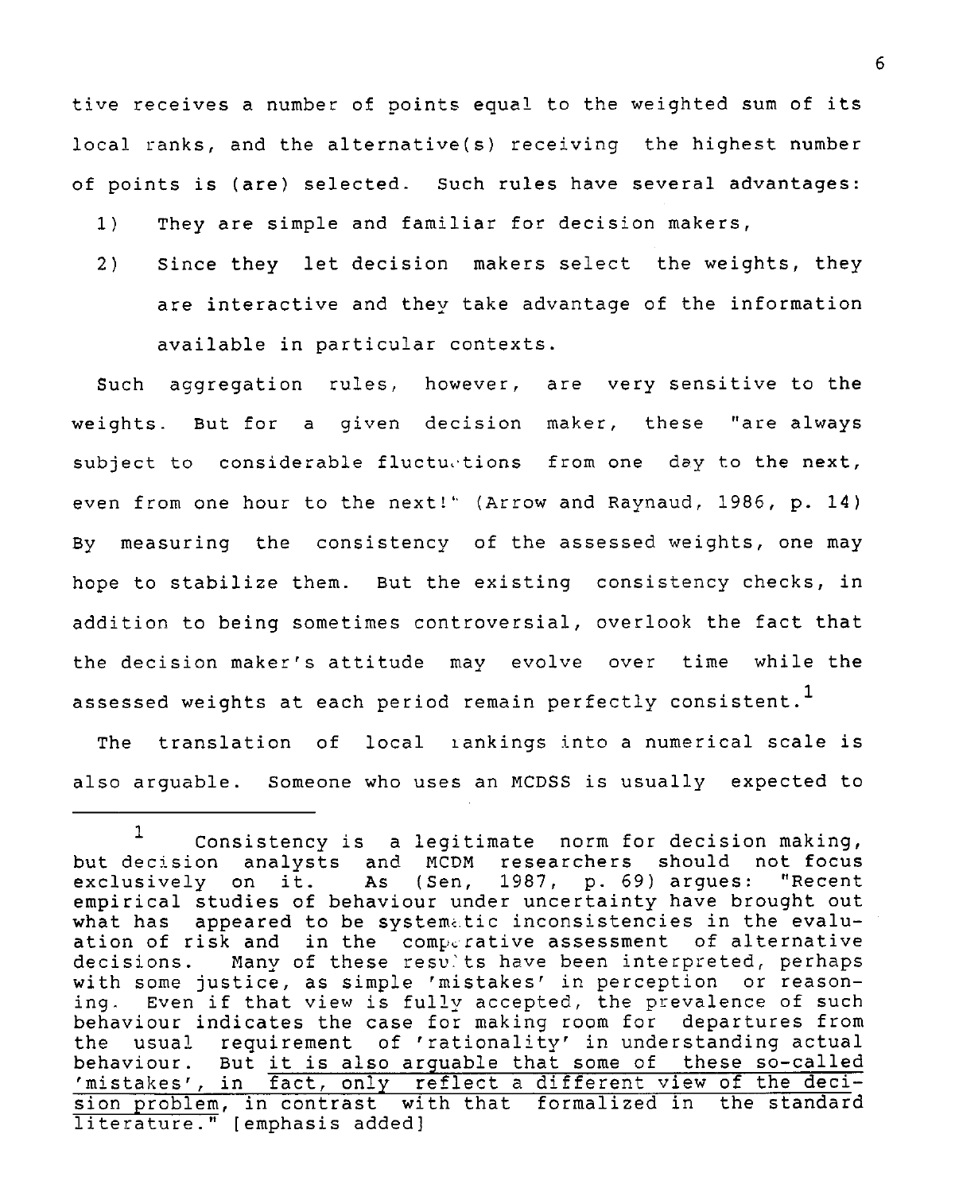tive receives a number of points equal to the weighted sum of its local ranks, and the alternative(s) receiving the highest number of points is (are) selected. Such rules have several advantages:

1) They are simple and familiar for decision makers,
2) Since they let decision makers select the weights, they are interactive and they take advantage of the information available in particular contexts.

Such aggregation rules, however, are very sensitive to the weights. But for a given decision maker, these "are always subject to considerable fluctuations from one day to the next, even from one hour to the next!" (Arrow and Raynaud, 1986, p. 14) By measuring the consistency of the assessed weights, one may hope to stabilize them. But the existing consistency checks, in addition to being sometimes controversial, overlook the fact that the decision maker's attitude may evolve over time while the assessed weights at each period remain perfectly consistent.[1]

The translation of local rankings into a numerical scale is also arguable. Someone who uses an MCDSS is usually expected to

---

[1] Consistency is a legitimate norm for decision making, but decision analysts and MCDM researchers should not focus exclusively on it. As (Sen, 1987, p. 69) argues: "Recent empirical studies of behaviour under uncertainty have brought out what has appeared to be systematic inconsistencies in the evaluation of risk and in the comparative assessment of alternative decisions. Many of these results have been interpreted, perhaps with some justice, as simple 'mistakes' in perception or reasoning. Even if that view is fully accepted, the prevalence of such behaviour indicates the case for making room for departures from the usual requirement of 'rationality' in understanding actual behaviour. But <u>it is also arguable that some of these so-called 'mistakes', in fact, only reflect a different view of the decision problem</u>, in contrast with that formalized in the standard literature." [emphasis added]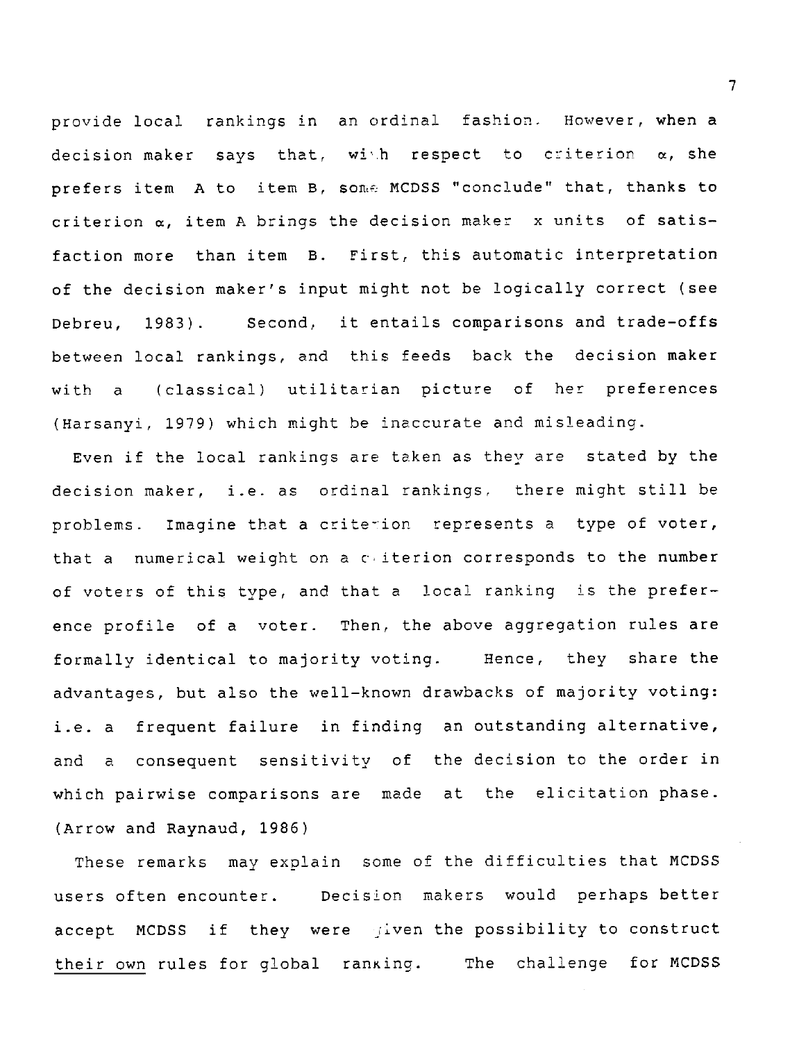provide local rankings in an ordinal fashion. However, when a decision maker says that, with respect to criterion $\alpha$, she prefers item A to item B, some MCDSS "conclude" that, thanks to criterion $\alpha$, item A brings the decision maker x units of satisfaction more than item B. First, this automatic interpretation of the decision maker's input might not be logically correct (see Debreu, 1983). Second, it entails comparisons and trade-offs between local rankings, and this feeds back the decision maker with a (classical) utilitarian picture of her preferences (Harsanyi, 1979) which might be inaccurate and misleading.

Even if the local rankings are taken as they are stated by the decision maker, i.e. as ordinal rankings, there might still be problems. Imagine that a criterion represents a type of voter, that a numerical weight on a criterion corresponds to the number of voters of this type, and that a local ranking is the preference profile of a voter. Then, the above aggregation rules are formally identical to majority voting. Hence, they share the advantages, but also the well-known drawbacks of majority voting: i.e. a frequent failure in finding an outstanding alternative, and a consequent sensitivity of the decision to the order in which pairwise comparisons are made at the elicitation phase. (Arrow and Raynaud, 1986)

These remarks may explain some of the difficulties that MCDSS users often encounter. Decision makers would perhaps better accept MCDSS if they were given the possibility to construct <u>their own</u> rules for global ranking. The challenge for MCDSS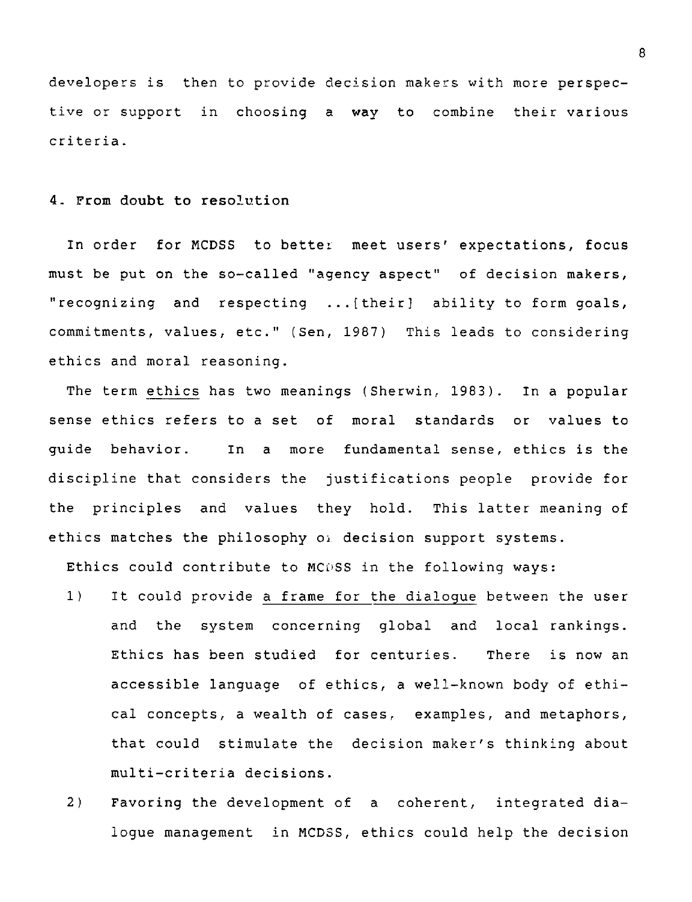developers is then to provide decision makers with more perspective or support in choosing a way to combine their various criteria.

## 4. From doubt to resolution

In order for MCDSS to better meet users' expectations, focus must be put on the so-called "agency aspect" of decision makers, "recognizing and respecting ...[their] ability to form goals, commitments, values, etc." (Sen, 1987) This leads to considering ethics and moral reasoning.

The term <u>ethics</u> has two meanings (Sherwin, 1983). In a popular sense ethics refers to a set of moral standards or values to guide behavior. In a more fundamental sense, ethics is the discipline that considers the justifications people provide for the principles and values they hold. This latter meaning of ethics matches the philosophy of decision support systems.

Ethics could contribute to MCDSS in the following ways:

1) It could provide <u>a frame for the dialogue</u> between the user and the system concerning global and local rankings. Ethics has been studied for centuries. There is now an accessible language of ethics, a well-known body of ethical concepts, a wealth of cases, examples, and metaphors, that could stimulate the decision maker's thinking about multi-criteria decisions.

2) Favoring the development of a coherent, integrated dialogue management in MCDSS, ethics could help the decision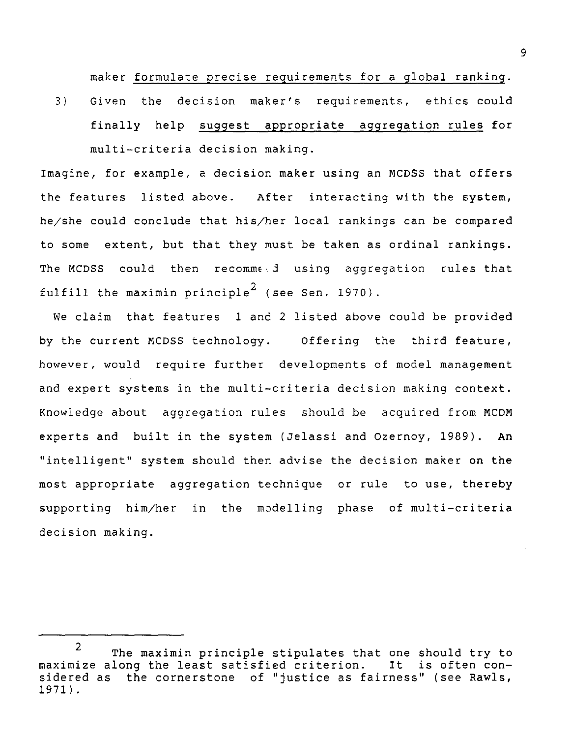maker formulate precise requirements for a global ranking.

3) Given the decision maker's requirements, ethics could finally help suggest appropriate aggregation rules for multi-criteria decision making.

Imagine, for example, a decision maker using an MCDSS that offers the features listed above. After interacting with the system, he/she could conclude that his/her local rankings can be compared to some extent, but that they must be taken as ordinal rankings. The MCDSS could then recommend using aggregation rules that fulfill the maximin principle[2] (see Sen, 1970).

We claim that features 1 and 2 listed above could be provided by the current MCDSS technology. Offering the third feature, however, would require further developments of model management and expert systems in the multi-criteria decision making context. Knowledge about aggregation rules should be acquired from MCDM experts and built in the system (Jelassi and Ozernoy, 1989). An "intelligent" system should then advise the decision maker on the most appropriate aggregation technique or rule to use, thereby supporting him/her in the modelling phase of multi-criteria decision making.

---

[2] The maximin principle stipulates that one should try to maximize along the least satisfied criterion. It is often considered as the cornerstone of "justice as fairness" (see Rawls, 1971).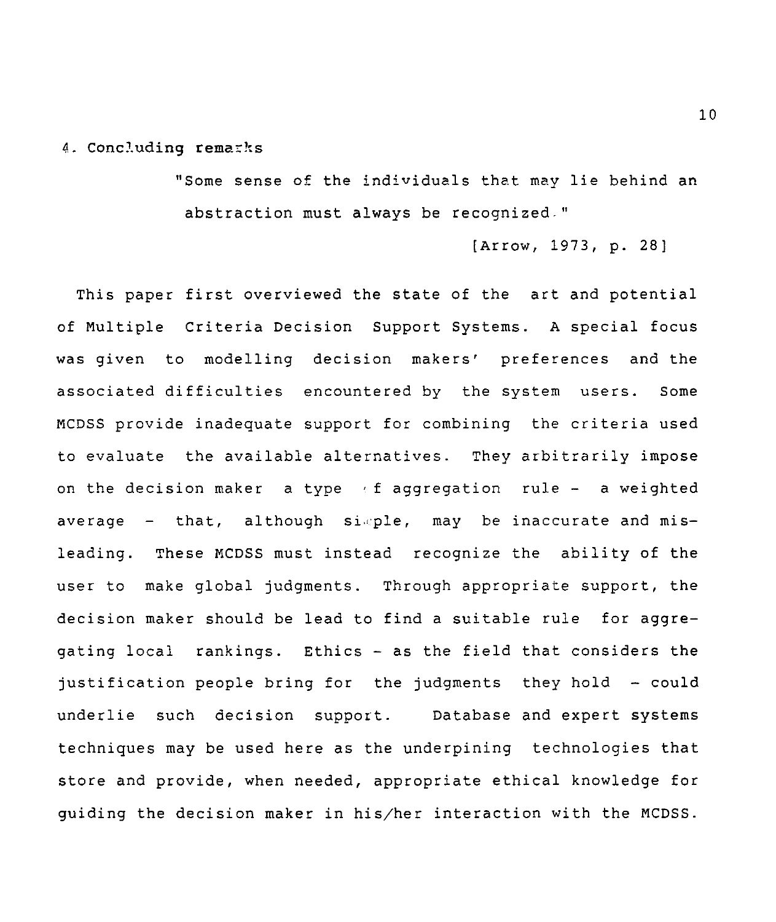## 4. Concluding remarks

> "Some sense of the individuals that may lie behind an abstraction must always be recognized."
>
> [Arrow, 1973, p. 28]

This paper first overviewed the state of the art and potential of Multiple Criteria Decision Support Systems. A special focus was given to modelling decision makers' preferences and the associated difficulties encountered by the system users. Some MCDSS provide inadequate support for combining the criteria used to evaluate the available alternatives. They arbitrarily impose on the decision maker a type of aggregation rule - a weighted average - that, although simple, may be inaccurate and misleading. These MCDSS must instead recognize the ability of the user to make global judgments. Through appropriate support, the decision maker should be lead to find a suitable rule for aggregating local rankings. Ethics - as the field that considers the justification people bring for the judgments they hold - could underlie such decision support. Database and expert systems techniques may be used here as the underpining technologies that store and provide, when needed, appropriate ethical knowledge for guiding the decision maker in his/her interaction with the MCDSS.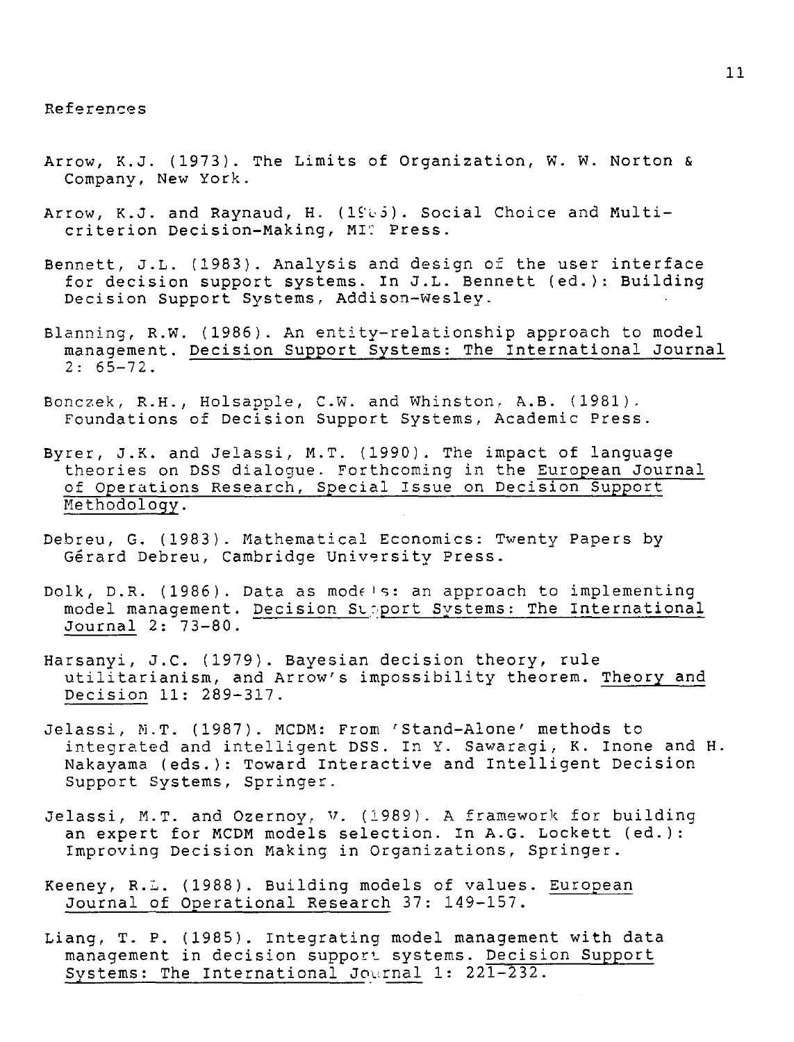## References

Arrow, K.J. (1973). The Limits of Organization, W. W. Norton & Company, New York.

Arrow, K.J. and Raynaud, H. (1986). Social Choice and Multicriterion Decision-Making, MIT Press.

Bennett, J.L. (1983). Analysis and design of the user interface for decision support systems. In J.L. Bennett (ed.): Building Decision Support Systems, Addison-Wesley.

Blanning, R.W. (1986). An entity-relationship approach to model management. Decision Support Systems: The International Journal 2: 65-72.

Bonczek, R.H., Holsapple, C.W. and Whinston, A.B. (1981). Foundations of Decision Support Systems, Academic Press.

Byrer, J.K. and Jelassi, M.T. (1990). The impact of language theories on DSS dialogue. Forthcoming in the European Journal of Operations Research, Special Issue on Decision Support Methodology.

Debreu, G. (1983). Mathematical Economics: Twenty Papers by Gérard Debreu, Cambridge University Press.

Dolk, D.R. (1986). Data as models: an approach to implementing model management. Decision Support Systems: The International Journal 2: 73-80.

Harsanyi, J.C. (1979). Bayesian decision theory, rule utilitarianism, and Arrow's impossibility theorem. Theory and Decision 11: 289-317.

Jelassi, M.T. (1987). MCDM: From 'Stand-Alone' methods to integrated and intelligent DSS. In Y. Sawaragi, K. Inone and H. Nakayama (eds.): Toward Interactive and Intelligent Decision Support Systems, Springer.

Jelassi, M.T. and Ozernoy, V. (1989). A framework for building an expert for MCDM models selection. In A.G. Lockett (ed.): Improving Decision Making in Organizations, Springer.

Keeney, R.L. (1988). Building models of values. European Journal of Operational Research 37: 149-157.

Liang, T. P. (1985). Integrating model management with data management in decision support systems. Decision Support Systems: The International Journal 1: 221-232.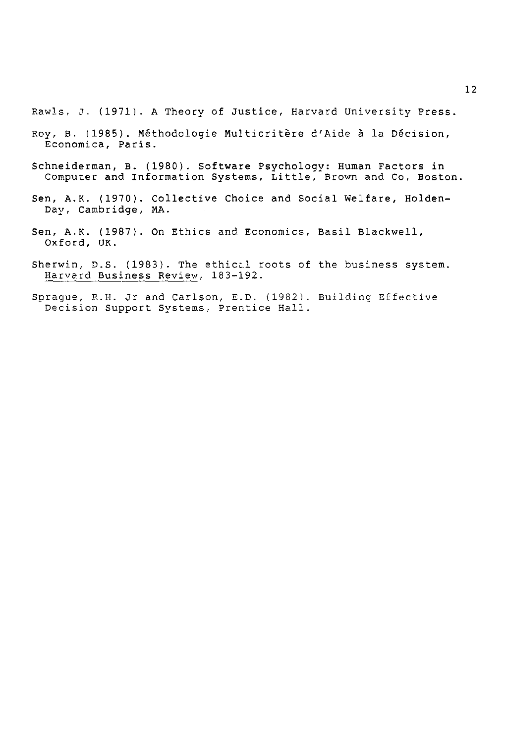Rawls, J. (1971). A Theory of Justice, Harvard University Press.

Roy, B. (1985). Méthodologie Multicritère d'Aide à la Décision, Economica, Paris.

Schneiderman, B. (1980). Software Psychology: Human Factors in Computer and Information Systems, Little, Brown and Co, Boston.

Sen, A.K. (1970). Collective Choice and Social Welfare, Holden-Day, Cambridge, MA.

Sen, A.K. (1987). On Ethics and Economics, Basil Blackwell, Oxford, UK.

Sherwin, D.S. (1983). The ethical roots of the business system. Harvard Business Review, 183-192.

Sprague, R.H. Jr and Carlson, E.D. (1982). Building Effective Decision Support Systems, Prentice Hall.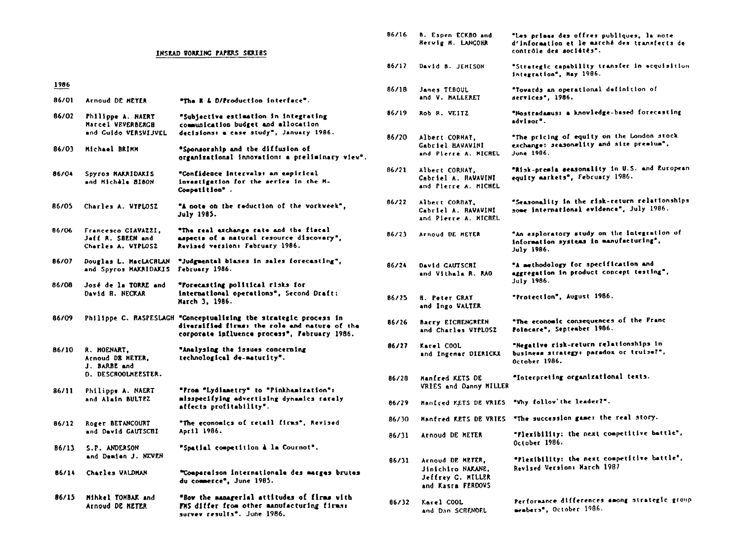## INSEAD WORKING PAPERS SERIES

**1986**

| | | |
|---|---|---|
| 86/01 | Arnoud DE MEYER | "The R & D/Production interface". |
| 86/02 | Philippe A. NAERT, Marcel WEVERBERGH and Guido VERSWIJVEL | "Subjective estimation in integrating communication budget and allocation decisions: a case study", January 1986. |
| 86/03 | Michael BRIMM | "Sponsorship and the diffusion of organizational innovation: a preliminary view". |
| 86/04 | Spyros MAKRIDAKIS and Michèle HIBON | "Confidence intervals: an empirical investigation for the series in the M-Competition". |
| 86/05 | Charles A. WYPLOSZ | "A note on the reduction of the workweek", July 1985. |
| 86/06 | Francesco GIAVAZZI, Jeff R. SHEEN and Charles A. WYPLOSZ | "The real exchange rate and the fiscal aspects of a natural resource discovery", Revised version: February 1986. |
| 86/07 | Douglas L. MacLACHLAN and Spyros MAKRIDAKIS | "Judgmental biases in sales forecasting", February 1986. |
| 86/08 | José de la TORRE and David H. NECKAR | "Forecasting political risks for international operations", Second Draft: March 3, 1986. |
| 86/09 | Philippe C. HASPESLAGH | "Conceptualizing the strategic process in diversified firms: the role and nature of the corporate influence process", February 1986. |
| 86/10 | R. MOENART, Arnoud DE MEYER, J. BARBE and D. DESCHOOLMEESTER. | "Analysing the issues concerning technological de-maturity". |
| 86/11 | Philippe A. NAERT and Alain BULTEZ | "From "Lydiametry" to "Pinkhamization": misspecifying advertising dynamics rarely affects profitability". |
| 86/12 | Roger BETANCOURT and David GAUTSCHI | "The economics of retail firms", Revised April 1986. |
| 86/13 | S.P. ANDERSON and Damien J. NEVEN | "Spatial competition à la Cournot". |
| 86/14 | Charles WALDMAN | "Comparaison internationale des marges brutes du commerce", June 1985. |
| 86/15 | Mihkel TOMBAK and Arnoud DE MEYER | "How the managerial attitudes of firms with FMS differ from other manufacturing firms: survey results", June 1986. |
| 86/16 | B. Espen ECKBO and Hervig M. LANGOHR | "Les primes des offres publiques, la note d'information et le marché des transferts de contrôle des sociétés". |
| 86/17 | David B. JEMISON | "Strategic capability transfer in acquisition integration", May 1986. |
| 86/18 | James TEBOUL and V. MALLERET | "Towards an operational definition of services", 1986. |
| 86/19 | Rob R. WEITZ | "Nostradamus: a knowledge-based forecasting advisor". |
| 86/20 | Albert CORHAY, Gabriel HAWAWINI and Pierre A. MICHEL | "The pricing of equity on the London stock exchange: seasonality and size premium", June 1986. |
| 86/21 | Albert CORHAY, Gabriel A. HAWAWINI and Pierre A. MICHEL | "Risk-premia seasonality in U.S. and European equity markets", February 1986. |
| 86/22 | Albert CORHAY, Gabriel A. HAWAWINI and Pierre A. MICHEL | "Seasonality in the risk-return relationships some international evidence", July 1986. |
| 86/23 | Arnoud DE MEYER | "An exploratory study on the integration of information systems in manufacturing", July 1986. |
| 86/24 | David GAUTSCHI and Vithala R. RAO | "A methodology for specification and aggregation in product concept testing", July 1986. |
| 86/25 | H. Peter GRAY and Ingo WALTER | "Protection", August 1986. |
| 86/26 | Barry EICHENGREEN and Charles WYPLOSZ | "The economic consequences of the Franc Poincare", September 1986. |
| 86/27 | Karel COOL and Ingemar DIERICKX | "Negative risk-return relationships in business strategy: paradox or truism?", October 1986. |
| 86/28 | Manfred KETS DE VRIES and Danny MILLER | "Interpreting organizational texts. |
| 86/29 | Manfred KETS DE VRIES | "Why follow the leader?". |
| 86/30 | Manfred KETS DE VRIES | "The succession game: the real story. |
| 86/31 | Arnoud DE MEYER | "Flexibility: the next competitive battle", October 1986. |
| 86/31 | Arnoud DE MEYER, Jinichiro NAKANE, Jeffrey G. MILLER and Kasra FERDOWS | "Flexibility: the next competitive battle", Revised Version: March 1987 |
| 86/32 | Karel COOL and Dan SCHENDEL | Performance differences among strategic group members", October 1986. |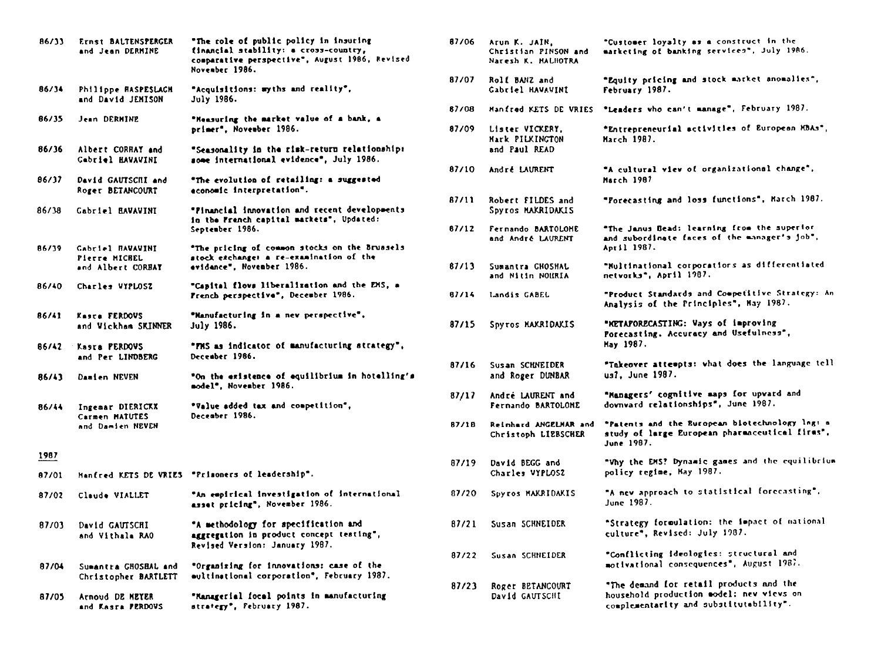86/33 Ernst BALTENSPERGER and Jean DERMINE — "The role of public policy in insuring financial stability: a cross-country, comparative perspective", August 1986, Revised November 1986.

86/34 Philippe HASPESLAGH and David JEMISON — "Acquisitions: myths and reality", July 1986.

86/35 Jean DERMINE — "Measuring the market value of a bank, a primer", November 1986.

86/36 Albert CORHAY and Gabriel HAWAWINI — "Seasonality in the risk-return relationship: some international evidence", July 1986.

86/37 David GAUTSCHI and Roger BETANCOURT — "The evolution of retailing: a suggested economic interpretation".

86/38 Gabriel HAWAWINI — "Financial innovation and recent developments in the French capital markets", Updated: September 1986.

86/39 Gabriel HAWAWINI, Pierre MICHEL and Albert CORHAY — "The pricing of common stocks on the Brussels stock exchange: a re-examination of the evidence", November 1986.

86/40 Charles WYPLOSZ — "Capital flows liberalization and the EMS, a French perspective", December 1986.

86/41 Kasra FERDOWS and Wickham SKINNER — "Manufacturing in a new perspective", July 1986.

86/42 Kasra FERDOWS and Per LINDBERG — "FMS as indicator of manufacturing strategy", December 1986.

86/43 Damien NEVEN — "On the existence of equilibrium in hotelling's model", November 1986.

86/44 Ingemar DIERICKX, Carmen MATUTES and Damien NEVEN — "Value added tax and competition", December 1986.

## 1987

87/01 Manfred KETS DE VRIES — "Prisoners of leadership".

87/02 Claude VIALLET — "An empirical investigation of international asset pricing", November 1986.

87/03 David GAUTSCHI and Vithala RAO — "A methodology for specification and aggregation in product concept testing", Revised Version: January 1987.

87/04 Sumantra GHOSHAL and Christopher BARTLETT — "Organizing for innovations: case of the multinational corporation", February 1987.

87/05 Arnoud DE MEYER and Kasra FERDOWS — "Managerial focal points in manufacturing strategy", February 1987.

87/06 Arun K. JAIN, Christian PINSON and Naresh K. MALHOTRA — "Customer loyalty as a construct in the marketing of banking services", July 1986.

87/07 Rolf BANZ and Gabriel HAWAWINI — "Equity pricing and stock market anomalies", February 1987.

87/08 Manfred KETS DE VRIES — "Leaders who can't manage", February 1987.

87/09 Lister VICKERY, Mark PILKINGTON and Paul READ — "Entrepreneurial activities of European MBAs", March 1987.

87/10 André LAURENT — "A cultural view of organizational change", March 1987

87/11 Robert FILDES and Spyros MAKRIDAKIS — "Forecasting and loss functions", March 1987.

87/12 Fernando BARTOLOME and André LAURENT — "The Janus Head: learning from the superior and subordinate faces of the manager's job", April 1987.

87/13 Sumantra GHOSHAL and Nitin NOHRIA — "Multinational corporations as differentiated networks", April 1987.

87/14 Landis GABEL — "Product Standards and Competitive Strategy: An Analysis of the Principles", May 1987.

87/15 Spyros MAKRIDAKIS — "METAFORECASTING: Ways of improving Forecasting. Accuracy and Usefulness", May 1987.

87/16 Susan SCHNEIDER and Roger DUNBAR — "Takeover attempts: what does the language tell us?, June 1987.

87/17 André LAURENT and Fernando BARTOLOME — "Managers' cognitive maps for upward and downward relationships", June 1987.

87/18 Reinhard ANGELMAR and Christoph LIEBSCHER — "Patents and the European biotechnology lag: a study of large European pharmaceutical firms", June 1987.

87/19 David BEGG and Charles WYPLOSZ — "Why the EMS? Dynamic games and the equilibrium policy regime, May 1987.

87/20 Spyros MAKRIDAKIS — "A new approach to statistical forecasting", June 1987.

87/21 Susan SCHNEIDER — "Strategy formulation: the impact of national culture", Revised: July 1987.

87/22 Susan SCHNEIDER — "Conflicting ideologies: structural and motivational consequences", August 1987.

87/23 Roger BETANCOURT and David GAUTSCHI — "The demand for retail products and the household production model: new views on complementarity and substitutability".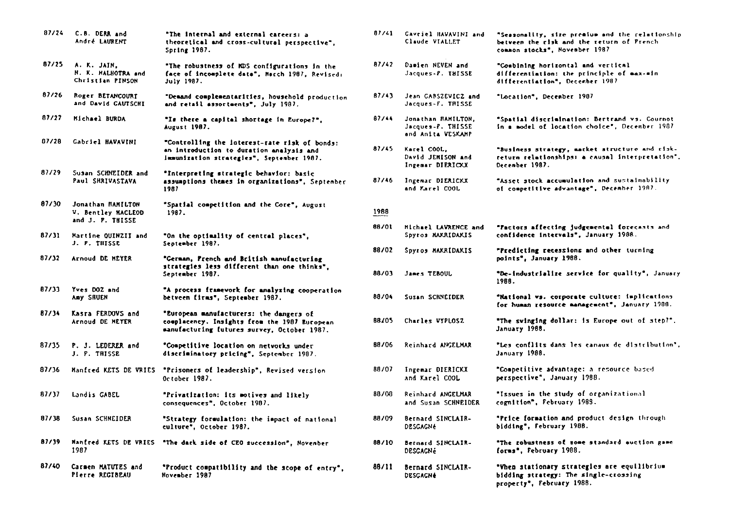87/24 C.B. DERR and André LAURENT "The internal and external careers: a theoretical and cross-cultural perspective", Spring 1987.

87/25 A. K. JAIN, N. K. MALHOTRA and Christian PINSON "The robustness of MDS configurations in the face of incomplete data", March 1987, Revised: July 1987.

87/26 Roger BETANCOURT and David GAUTSCHI "Demand complementarities, household production and retail assortments", July 1987.

87/27 Michael BURDA "Is there a capital shortage in Europe?", August 1987.

87/28 Gabriel HAVAVINI "Controlling the interest-rate risk of bonds: an introduction to duration analysis and immunization strategies", September 1987.

87/29 Susan SCHNEIDER and Paul SHRIVASTAVA "Interpreting strategic behavior: basic assumptions themes in organizations", September 1987

87/30 Jonathan HAMILTON V. Bentley MACLEOD and J. F. THISSE "Spatial competition and the Core", August 1987.

87/31 Martine QUINZII and J. F. THISSE "On the optimality of central places", September 1987.

87/32 Arnoud DE MEYER "German, French and British manufacturing strategies less different than one thinks", September 1987.

87/33 Yves DOZ and Amy SHUEN "A process framework for analyzing cooperation between firms", September 1987.

87/34 Kasra FERDOWS and Arnoud DE MEYER "European manufacturers: the dangers of complacency. Insights from the 1987 European manufacturing futures survey, October 1987.

87/35 P. J. LEDERER and J. F. THISSE "Competitive location on networks under discriminatory pricing", September 1987.

87/36 Manfred KETS DE VRIES "Prisoners of leadership", Revised version October 1987.

87/37 Landis GABEL "Privatization: its motives and likely consequences", October 1987.

87/38 Susan SCHNEIDER "Strategy formulation: the impact of national culture", October 1987.

87/39 Manfred KETS DE VRIES "The dark side of CEO succession", November 1987

87/40 Carmen MATUTES and Pierre REGIBEAU "Product compatibility and the scope of entry", November 1987

87/41 Gavriel HAVAVINI and Claude VIALLET "Seasonality, size premium and the relationship between the risk and the return of French common stocks", November 1987

87/42 Damien NEVEN and Jacques-F. THISSE "Combining horizontal and vertical differentiation: the principle of max-min differentiation", December 1987

87/43 Jean GABSZEVICZ and Jacques-F. THISSE "Location", December 1987

87/44 Jonathan HAMILTON, Jacques-F. THISSE and Anita VESKAMP "Spatial discrimination: Bertrand vs. Cournot in a model of location choice", December 1987

87/45 Karel COOL, David JEMISON and Ingemar DIERICKX "Business strategy, market structure and risk-return relationships: a causal interpretation", December 1987.

87/46 Ingemar DIERICKX and Karel COOL "Asset stock accumulation and sustainability of competitive advantage", December 1987.

## 1988

88/01 Michael LAWRENCE and Spyros MAKRIDAKIS "Factors affecting judgemental forecasts and confidence intervals", January 1988.

88/02 Spyros MAKRIDAKIS "Predicting recessions and other turning points", January 1988.

88/03 James TEBOUL "De-industrialize service for quality", January 1988.

88/04 Susan SCHNEIDER "National vs. corporate culture: implications for human resource management", January 1988.

88/05 Charles WYPLOSZ "The swinging dollar: is Europe out of step?", January 1988.

88/06 Reinhard ANGELMAR "Les conflits dans les canaux de distribution", January 1988.

88/07 Ingemar DIERICKX and Karel COOL "Competitive advantage: a resource based perspective", January 1988.

88/08 Reinhard ANGELMAR and Susan SCHNEIDER "Issues in the study of organizational cognition", February 1988.

88/09 Bernard SINCLAIR-DESGAGNé "Price formation and product design through bidding", February 1988.

88/10 Bernard SINCLAIR-DESGAGNé "The robustness of some standard auction game forms", February 1988.

88/11 Bernard SINCLAIR-DESGAGNé "When stationary strategies are equilibrium bidding strategy: The single-crossing property", February 1988.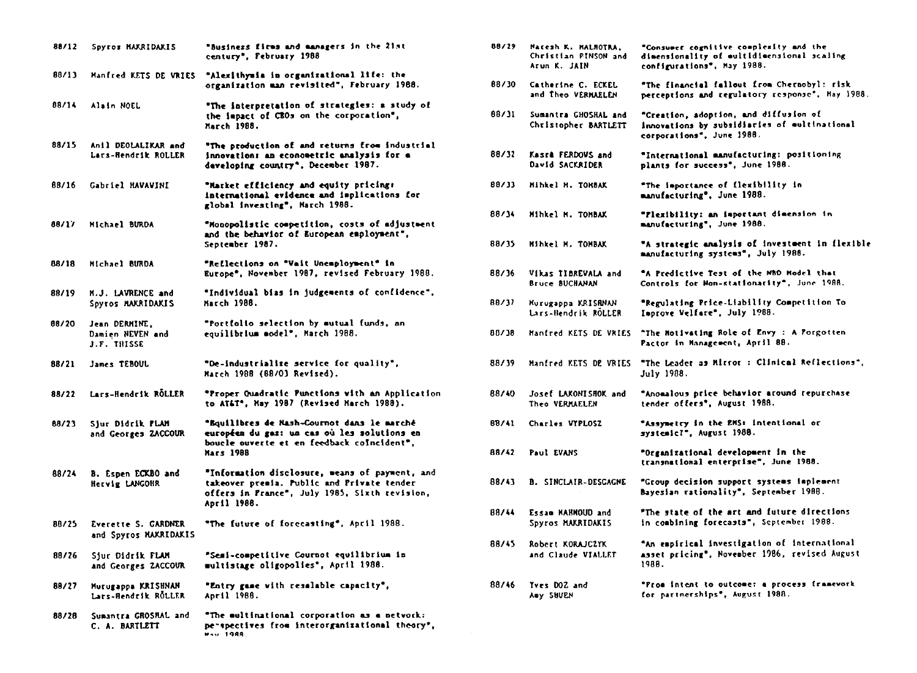| | | |
|---|---|---|
| 88/12 | Spyros MAKRIDAKIS | "Business firms and managers in the 21st century", February 1988 |
| 88/13 | Manfred KETS DE VRIES | "Alexithymia in organizational life: the organization man revisited", February 1988. |
| 88/14 | Alain NOEL | "The interpretation of strategies: a study of the impact of CEOs on the corporation", March 1988. |
| 88/15 | Anil DEOLALIKAR and Lars-Hendrik ROLLER | "The production of and returns from industrial innovation: an econometric analysis for a developing country", December 1987. |
| 88/16 | Gabriel HAWAWINI | "Market efficiency and equity pricing: international evidence and implications for global investing", March 1988. |
| 88/17 | Michael BURDA | "Monopolistic competition, costs of adjustment and the behavior of European employment", September 1987. |
| 88/18 | Michael BURDA | "Reflections on "Wait Unemployment" in Europe", November 1987, revised February 1988. |
| 88/19 | M.J. LAWRENCE and Spyros MAKRIDAKIS | "Individual bias in judgements of confidence", March 1988. |
| 88/20 | Jean DERMINE, Damien NEVEN and J.F. THISSE | "Portfolio selection by mutual funds, an equilibrium model", March 1988. |
| 88/21 | James TEBOUL | "De-industrialize service for quality", March 1988 (88/03 Revised). |
| 88/22 | Lars-Hendrik RÖLLER | "Proper Quadratic Functions with an Application to AT&T", May 1987 (Revised March 1988). |
| 88/23 | Sjur Didrik FLAM and Georges ZACCOUR | "Equilibres de Nash-Cournot dans le marché européen du gaz: un cas où les solutions en boucle ouverte et en feedback coïncident", Mars 1988 |
| 88/24 | B. Espen ECKBO and Herwig LANGOHR | "Information disclosure, means of payment, and takeover premia. Public and Private tender offers in France", July 1985, Sixth revision, April 1988. |
| 88/25 | Everette S. GARDNER and Spyros MAKRIDAKIS | "The future of forecasting", April 1988. |
| 88/26 | Sjur Didrik FLAM and Georges ZACCOUR | "Semi-competitive Cournot equilibrium in multistage oligopolies", April 1988. |
| 88/27 | Murugappa KRISHNAN Lars-Hendrik RÖLLER | "Entry game with resalable capacity", April 1988. |
| 88/28 | Sumantra GHOSHAL and C. A. BARTLETT | "The multinational corporation as a network: perspectives from interorganizational theory", May 1988. |
| 88/29 | Naresh K. MALHOTRA, Christian PINSON and Arun K. JAIN | "Consumer cognitive complexity and the dimensionality of multidimensional scaling configurations", May 1988. |
| 88/30 | Catherine C. ECKEL and Theo VERMAELEN | "The financial fallout from Chernobyl: risk perceptions and regulatory response", May 1988. |
| 88/31 | Sumantra GHOSHAL and Christopher BARTLETT | "Creation, adoption, and diffusion of innovations by subsidiaries of multinational corporations", June 1988. |
| 88/32 | Kasra FERDOWS and David SACKRIDER | "International manufacturing: positioning plants for success", June 1988. |
| 88/33 | Mihkel M. TOMBAK | "The importance of flexibility in manufacturing", June 1988. |
| 88/34 | Mihkel M. TOMBAK | "Flexibility: an important dimension in manufacturing", June 1988. |
| 88/35 | Mihkel M. TOMBAK | "A strategic analysis of investment in flexible manufacturing systems", July 1988. |
| 88/36 | Vikas TIBREWALA and Bruce BUCHANAN | "A Predictive Test of the NBD Model that Controls for Non-stationarity", June 1988. |
| 88/37 | Murugappa KRISHNAN Lars-Hendrik RÖLLER | "Regulating Price-Liability Competition To Improve Welfare", July 1988. |
| 88/38 | Manfred KETS DE VRIES | "The Motivating Role of Envy : A Forgotten Factor in Management, April 88. |
| 88/39 | Manfred KETS DE VRIES | "The Leader as Mirror : Clinical Reflections", July 1988. |
| 88/40 | Josef LAKONISHOK and Theo VERMAELEN | "Anomalous price behavior around repurchase tender offers", August 1988. |
| 88/41 | Charles WYPLOSZ | "Assymetry in the EMS: intentional or systemic?", August 1988. |
| 88/42 | Paul EVANS | "Organizational development in the transnational enterprise", June 1988. |
| 88/43 | B. SINCLAIR-DESGAGNE | "Group decision support systems implement Bayesian rationality", September 1988. |
| 88/44 | Essam MAHMOUD and Spyros MAKRIDAKIS | "The state of the art and future directions in combining forecasts", September 1988. |
| 88/45 | Robert KORAJCZYK and Claude VIALLET | "An empirical investigation of international asset pricing", November 1986, revised August 1988. |
| 88/46 | Yves DOZ and Amy SHUEN | "From intent to outcome: a process framework for partnerships", August 1988. |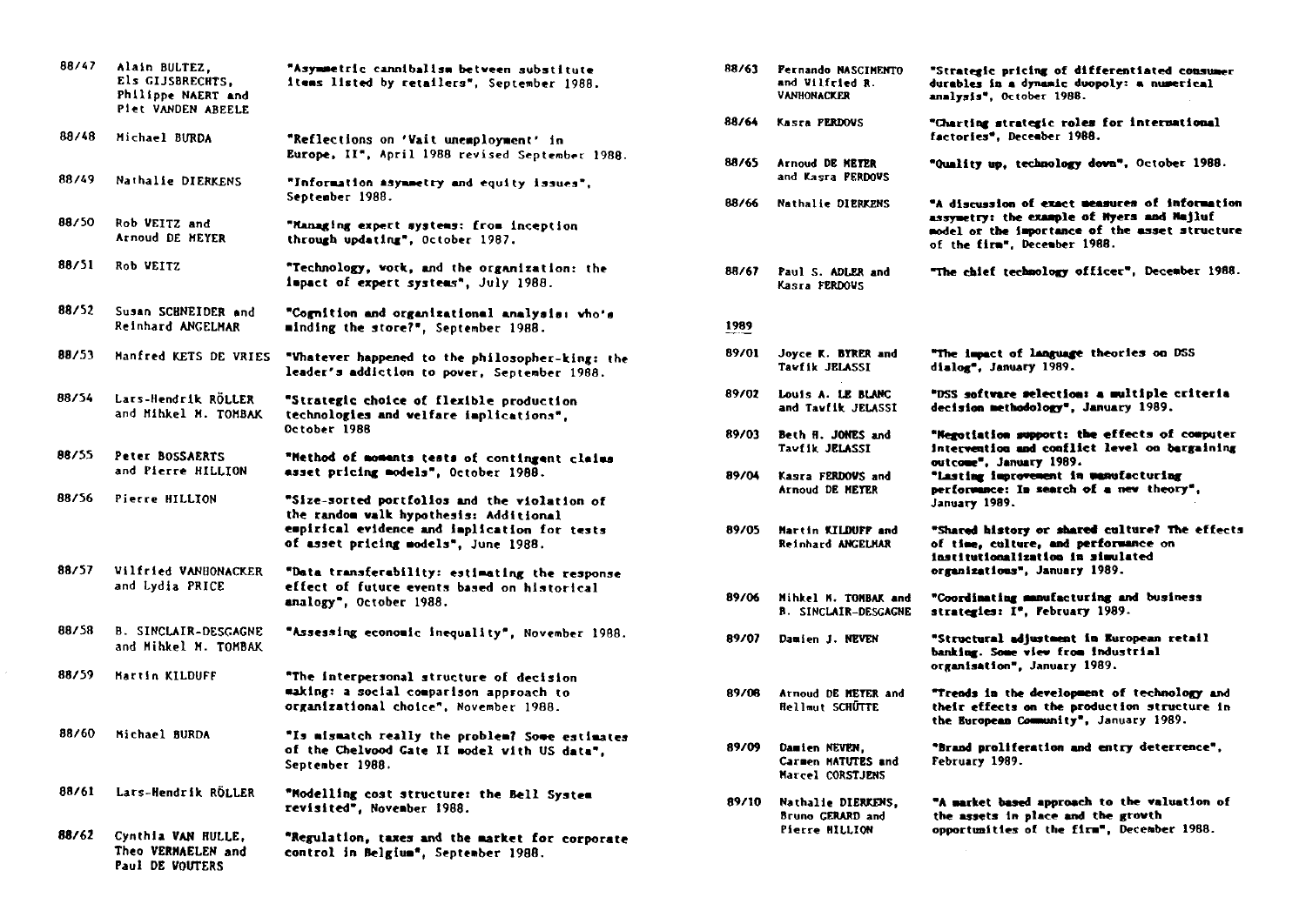| | | |
|---|---|---|
| 88/47 | Alain BULTEZ, Els GIJSBRECHTS, Philippe NAERT and Piet VANDEN ABEELE | "Asymmetric cannibalism between substitute items listed by retailers", September 1988. |
| 88/48 | Michael BURDA | "Reflections on 'Wait unemployment' in Europe, II", April 1988 revised September 1988. |
| 88/49 | Nathalie DIERKENS | "Information asymmetry and equity issues", September 1988. |
| 88/50 | Rob WEITZ and Arnoud DE MEYER | "Managing expert systems: from inception through updating", October 1987. |
| 88/51 | Rob WEITZ | "Technology, work, and the organization: the impact of expert systems", July 1988. |
| 88/52 | Susan SCHNEIDER and Reinhard ANGELMAR | "Cognition and organizational analysis: who's minding the store?", September 1988. |
| 88/53 | Manfred KETS DE VRIES | "Whatever happened to the philosopher-king: the leader's addiction to power, September 1988. |
| 88/54 | Lars-Hendrik RÖLLER and Mihkel M. TOMBAK | "Strategic choice of flexible production technologies and welfare implications", October 1988 |
| 88/55 | Peter BOSSAERTS and Pierre HILLION | "Method of moments tests of contingent claims asset pricing models", October 1988. |
| 88/56 | Pierre HILLION | "Size-sorted portfolios and the violation of the random walk hypothesis: Additional empirical evidence and implication for tests of asset pricing models", June 1988. |
| 88/57 | Wilfried VANHONACKER and Lydia PRICE | "Data transferability: estimating the response effect of future events based on historical analogy", October 1988. |
| 88/58 | B. SINCLAIR-DESGAGNE and Mihkel M. TOMBAK | "Assessing economic inequality", November 1988. |
| 88/59 | Martin KILDUFF | "The interpersonal structure of decision making: a social comparison approach to organizational choice", November 1988. |
| 88/60 | Michael BURDA | "Is mismatch really the problem? Some estimates of the Chelwood Gate II model with US data", September 1988. |
| 88/61 | Lars-Hendrik RÖLLER | "Modelling cost structure: the Bell System revisited", November 1988. |
| 88/62 | Cynthia VAN HULLE, Theo VERMAELEN and Paul DE WOUTERS | "Regulation, taxes and the market for corporate control in Belgium", September 1988. |
| 88/63 | Fernando NASCIMENTO and Wilfried R. VANHONACKER | "Strategic pricing of differentiated consumer durables in a dynamic duopoly: a numerical analysis", October 1988. |
| 88/64 | Kasra FERDOWS | "Charting strategic roles for international factories", December 1988. |
| 88/65 | Arnoud DE MEYER and Kasra FERDOWS | "Quality up, technology down", October 1988. |
| 88/66 | Nathalie DIERKENS | "A discussion of exact measures of information assymetry: the example of Myers and Majluf model or the importance of the asset structure of the firm", December 1988. |
| 88/67 | Paul S. ADLER and Kasra FERDOWS | "The chief technology officer", December 1988. |

1989

| | | |
|---|---|---|
| 89/01 | Joyce K. BYRER and Tawfik JELASSI | "The impact of language theories on DSS dialog", January 1989. |
| 89/02 | Louis A. LE BLANC and Tawfik JELASSI | "DSS software selection: a multiple criteria decision methodology", January 1989. |
| 89/03 | Beth H. JONES and Tawfik JELASSI | "Negotiation support: the effects of computer intervention and conflict level on bargaining outcome", January 1989. |
| 89/04 | Kasra FERDOWS and Arnoud DE MEYER | "Lasting improvement in manufacturing performance: In search of a new theory", January 1989. |
| 89/05 | Martin KILDUFF and Reinhard ANGELMAR | "Shared history or shared culture? The effects of time, culture, and performance on institutionalization in simulated organizations", January 1989. |
| 89/06 | Mihkel M. TOMBAK and B. SINCLAIR-DESGAGNE | "Coordinating manufacturing and business strategies: I", February 1989. |
| 89/07 | Damien J. NEVEN | "Structural adjustment in European retail banking. Some view from industrial organisation", January 1989. |
| 89/08 | Arnoud DE MEYER and Hellmut SCHÜTTE | "Trends in the development of technology and their effects on the production structure in the European Community", January 1989. |
| 89/09 | Damien NEVEN, Carmen MATUTES and Marcel CORSTJENS | "Brand proliferation and entry deterrence", February 1989. |
| 89/10 | Nathalie DIERKENS, Bruno GERARD and Pierre HILLION | "A market based approach to the valuation of the assets in place and the growth opportunities of the firm", December 1988. |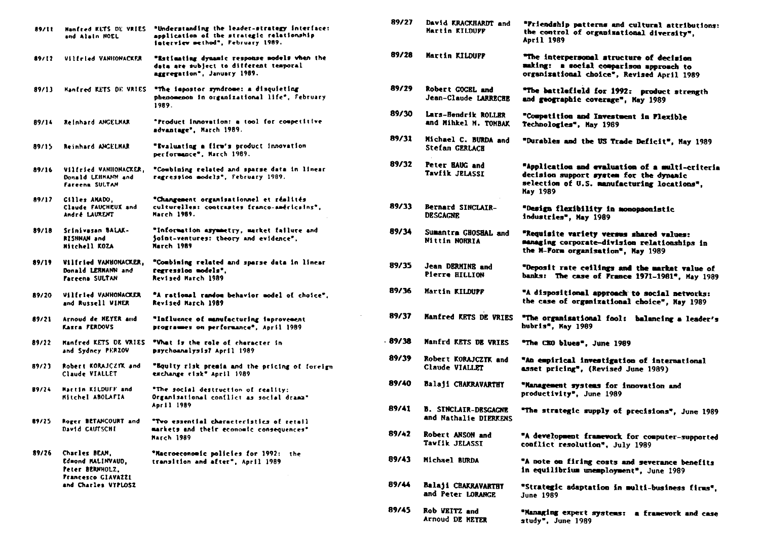| | | |
|---|---|---|
| 89/11 | Manfred KETS DE VRIES and Alain NOEL | "Understanding the leader-strategy interface: application of the strategic relationship interview method", February 1989. |
| 89/12 | Wilfried VANHONACKER | "Estimating dynamic response models when the data are subject to different temporal aggregation", January 1989. |
| 89/13 | Manfred KETS DE VRIES | "The impostor syndrome: a disquieting phenomenon in organizational life", February 1989. |
| 89/14 | Reinhard ANGELMAR | "Product innovation: a tool for competitive advantage", March 1989. |
| 89/15 | Reinhard ANGELMAR | "Evaluating a firm's product innovation performance", March 1989. |
| 89/16 | Wilfried VANHONACKER, Donald LEHMANN and Fareena SULTAN | "Combining related and sparse data in linear regression models", February 1989. |
| 89/17 | Gilles AMADO, Claude FAUCHEUX and André LAURENT | "Changement organisationnel et réalités culturelles: contrastes franco-américains", March 1989. |
| 89/18 | Srinivasan BALAKRISHNAN and Mitchell KOZA | "Information asymmetry, market failure and joint-ventures: theory and evidence", March 1989 |
| 89/19 | Wilfried VANHONACKER, Donald LEHMANN and Fareena SULTAN | "Combining related and sparse data in linear regression models", Revised March 1989 |
| 89/20 | Wilfried VANHONACKER and Russell WINER | "A rational random behavior model of choice", Revised March 1989 |
| 89/21 | Arnoud de MEYER and Kasra FERDOWS | "Influence of manufacturing improvement programmes on performance", April 1989 |
| 89/22 | Manfred KETS DE VRIES and Sydney PERZOW | "What is the role of character in psychoanalysis? April 1989 |
| 89/23 | Robert KORAJCZYK and Claude VIALLET | "Equity risk premia and the pricing of foreign exchange risk" April 1989 |
| 89/24 | Martin KILDUFF and Mitchel ABOLAFIA | "The social destruction of reality: Organisational conflict as social drama" April 1989 |
| 89/25 | Roger BETANCOURT and David GAUTSCHI | "Two essential characteristics of retail markets and their economic consequences" March 1989 |
| 89/26 | Charles BEAN, Edmond MALINVAUD, Peter BERNHOLZ, Francesco GIAVAZZI and Charles WYPLOSZ | "Macroeconomic policies for 1992: the transition and after", April 1989 |
| 89/27 | David KRACKHARDT and Martin KILDUFF | "Friendship patterns and cultural attributions: the control of organizational diversity", April 1989 |
| 89/28 | Martin KILDUFF | "The interpersonal structure of decision making: a social comparison approach to organizational choice", Revised April 1989 |
| 89/29 | Robert GOGEL and Jean-Claude LARRECHE | "The battlefield for 1992: product strength and geographic coverage", May 1989 |
| 89/30 | Lars-Hendrik ROLLER and Mihkel M. TOMBAK | "Competition and Investment in Flexible Technologies", May 1989 |
| 89/31 | Michael C. BURDA and Stefan GERLACH | "Durables and the US Trade Deficit", May 1989 |
| 89/32 | Peter HAUG and Tawfik JELASSI | "Application and evaluation of a multi-criteria decision support system for the dynamic selection of U.S. manufacturing locations", May 1989 |
| 89/33 | Bernard SINCLAIR-DESGAGNE | "Design flexibility in monopsonistic industries", May 1989 |
| 89/34 | Sumantra GHOSHAL and Nittin NOHRIA | "Requisite variety versus shared values: managing corporate-division relationships in the M-Form organisation", May 1989 |
| 89/35 | Jean DERMINE and Pierre HILLION | "Deposit rate ceilings and the market value of banks: The case of France 1971-1981", May 1989 |
| 89/36 | Martin KILDUFF | "A dispositional approach to social networks: the case of organizational choice", May 1989 |
| 89/37 | Manfred KETS DE VRIES | "The organisational fool: balancing a leader's hubris", May 1989 |
| 89/38 | Manfrd KETS DE VRIES | "The CEO blues", June 1989 |
| 89/39 | Robert KORAJCZYK and Claude VIALLET | "An empirical investigation of international asset pricing", (Revised June 1989) |
| 89/40 | Balaji CHAKRAVARTHY | "Management systems for innovation and productivity", June 1989 |
| 89/41 | B. SINCLAIR-DESGAGNE and Nathalie DIERKENS | "The strategic supply of precisions", June 1989 |
| 89/42 | Robert ANSON and Tawfik JELASSI | "A development framework for computer-supported conflict resolution", July 1989 |
| 89/43 | Michael BURDA | "A note on firing costs and severance benefits in equilibrium unemployment", June 1989 |
| 89/44 | Balaji CHAKRAVARTHY and Peter LORANGE | "Strategic adaptation in multi-business firms", June 1989 |
| 89/45 | Rob WEITZ and Arnoud DE MEYER | "Managing expert systems: a framework and case study", June 1989 |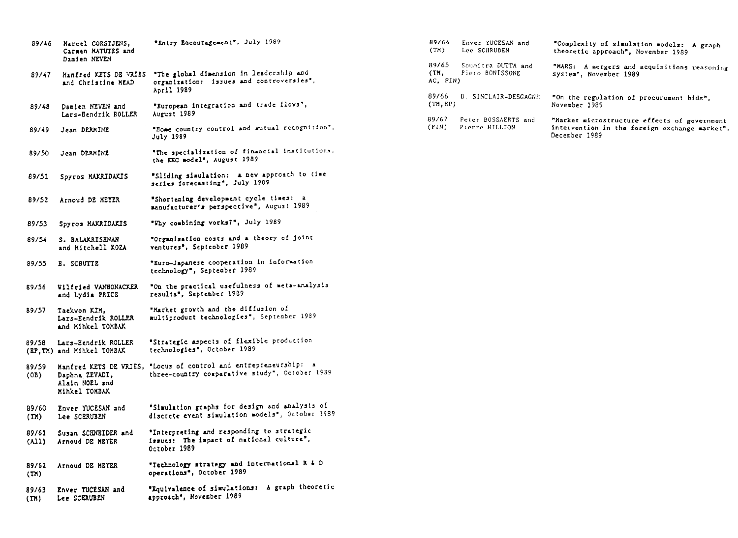| | | |
|---|---|---|
| 89/46 | Marcel CORSTJENS, Carmen MATUTES and Damien NEVEN | "Entry Encouragement", July 1989 |
| 89/47 | Manfred KETS DE VRIES and Christine MEAD | "The global dimension in leadership and organization: issues and controversies", April 1989 |
| 89/48 | Damien NEVEN and Lars-Hendrik ROLLER | "European integration and trade flows", August 1989 |
| 89/49 | Jean DERMINE | "Home country control and mutual recognition", July 1989 |
| 89/50 | Jean DERMINE | "The specialization of financial institutions, the EEC model", August 1989 |
| 89/51 | Spyros MAKRIDAKIS | "Sliding simulation: a new approach to time series forecasting", July 1989 |
| 89/52 | Arnoud DE MEYER | "Shortening development cycle times: a manufacturer's perspective", August 1989 |
| 89/53 | Spyros MAKRIDAKIS | "Why combining works?", July 1989 |
| 89/54 | S. BALAKRISHNAN and Mitchell KOZA | "Organisation costs and a theory of joint ventures", September 1989 |
| 89/55 | H. SCHUTTE | "Euro-Japanese cooperation in information technology", September 1989 |
| 89/56 | Wilfried VANHONACKER and Lydia PRICE | "On the practical usefulness of meta-analysis results", September 1989 |
| 89/57 | Taekwon KIM, Lars-Hendrik ROLLER and Mihkel TOMBAK | "Market growth and the diffusion of multiproduct technologies", September 1989 |
| 89/58 (EP,TM) | Lars-Hendrik ROLLER and Mihkel TOMBAK | "Strategic aspects of flexible production technologies", October 1989 |
| 89/59 (OB) | Manfred KETS DE VRIES, Daphna ZEVADI, Alain NOEL and Mihkel TOMBAK | "Locus of control and entrepreneurship: a three-country comparative study", October 1989 |
| 89/60 (TM) | Enver YUCESAN and Lee SCHRUBEN | "Simulation graphs for design and analysis of discrete event simulation models", October 1989 |
| 89/61 (All) | Susan SCHNEIDER and Arnoud DE MEYER | "Interpreting and responding to strategic issues: The impact of national culture", October 1989 |
| 89/62 (TM) | Arnoud DE MEYER | "Technology strategy and international R & D operations", October 1989 |
| 89/63 (TM) | Enver YUCESAN and Lee SCHRUBEN | "Equivalence of simulations: A graph theoretic approach", November 1989 |
| 89/64 (TM) | Enver YUCESAN and Lee SCHRUBEN | "Complexity of simulation models: A graph theoretic approach", November 1989 |
| 89/65 (TM, AC, FIN) | Soumitra DUTTA and Piero BONISSONE | "MARS: A mergers and acquisitions reasoning system", November 1989 |
| 89/66 (TM,EP) | B. SINCLAIR-DESGAGNE | "On the regulation of procurement bids", November 1989 |
| 89/67 (FIN) | Peter BOSSAERTS and Pierre HILLION | "Market microstructure effects of government intervention in the foreign exchange market", December 1989 |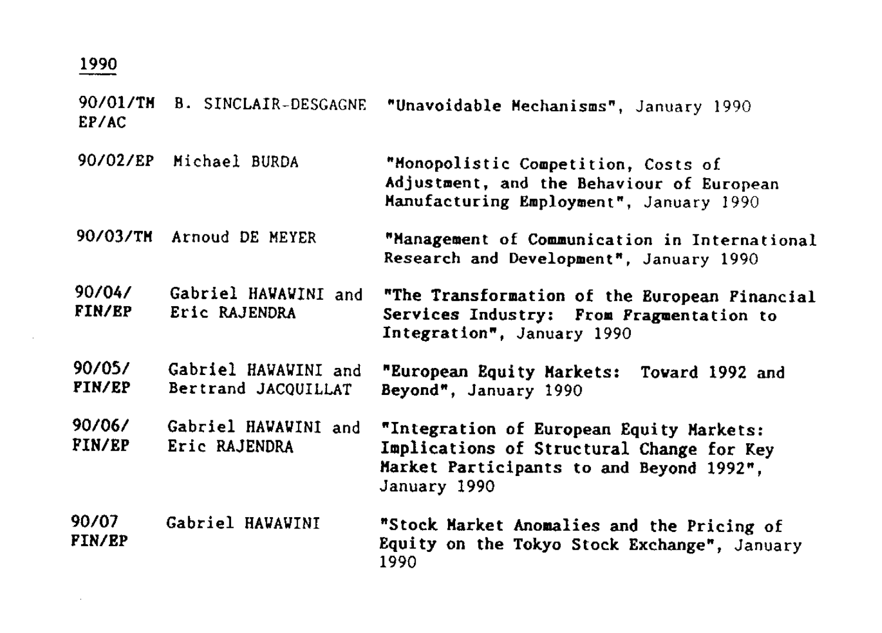1990

| | | |
|---|---|---|
| 90/01/TM EP/AC | B. SINCLAIR-DESGAGNE | "Unavoidable Mechanisms", January 1990 |
| 90/02/EP | Michael BURDA | "Monopolistic Competition, Costs of Adjustment, and the Behaviour of European Manufacturing Employment", January 1990 |
| 90/03/TM | Arnoud DE MEYER | "Management of Communication in International Research and Development", January 1990 |
| 90/04/ FIN/EP | Gabriel HAWAWINI and Eric RAJENDRA | "The Transformation of the European Financial Services Industry: From Fragmentation to Integration", January 1990 |
| 90/05/ FIN/EP | Gabriel HAWAWINI and Bertrand JACQUILLAT | "European Equity Markets: Toward 1992 and Beyond", January 1990 |
| 90/06/ FIN/EP | Gabriel HAWAWINI and Eric RAJENDRA | "Integration of European Equity Markets: Implications of Structural Change for Key Market Participants to and Beyond 1992", January 1990 |
| 90/07 FIN/EP | Gabriel HAWAWINI | "Stock Market Anomalies and the Pricing of Equity on the Tokyo Stock Exchange", January 1990 |